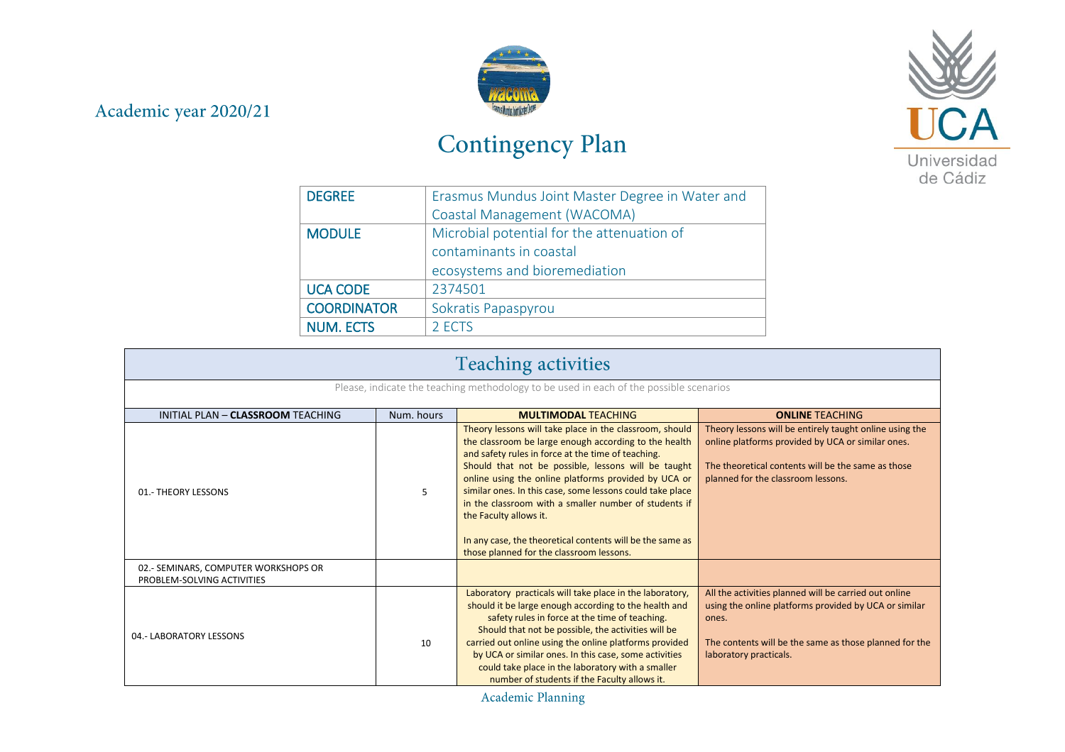Academic year 2020/21

# Contingency Plan

| DEGREE | Erasmus Mundus Joint Master Degree in Water and Coastal Management (WACOMA) |
|---|---|
| MODULE | Microbial potential for the attenuation of contaminants in coastal ecosystems and bioremediation |
| UCA CODE | 2374501 |
| COORDINATOR | Sokratis Papaspyrou |
| NUM. ECTS | 2 ECTS |

## Teaching activities

Please, indicate the teaching methodology to be used in each of the possible scenarios

| INITIAL PLAN – **CLASSROOM** TEACHING | Num. hours | **MULTIMODAL** TEACHING | **ONLINE** TEACHING |
|---|---|---|---|
| 01.- THEORY LESSONS | 5 | Theory lessons will take place in the classroom, should the classroom be large enough according to the health and safety rules in force at the time of teaching. Should that not be possible, lessons will be taught online using the online platforms provided by UCA or similar ones. In this case, some lessons could take place in the classroom with a smaller number of students if the Faculty allows it. <br><br> In any case, the theoretical contents will be the same as those planned for the classroom lessons. | Theory lessons will be entirely taught online using the online platforms provided by UCA or similar ones. <br><br> The theoretical contents will be the same as those planned for the classroom lessons. |
| 02.- SEMINARS, COMPUTER WORKSHOPS OR PROBLEM-SOLVING ACTIVITIES | | | |
| 04.- LABORATORY LESSONS | 10 | Laboratory practicals will take place in the laboratory, should it be large enough according to the health and safety rules in force at the time of teaching. Should that not be possible, the activities will be carried out online using the online platforms provided by UCA or similar ones. In this case, some activities could take place in the laboratory with a smaller number of students if the Faculty allows it. | All the activities planned will be carried out online using the online platforms provided by UCA or similar ones. <br><br> The contents will be the same as those planned for the laboratory practicals. |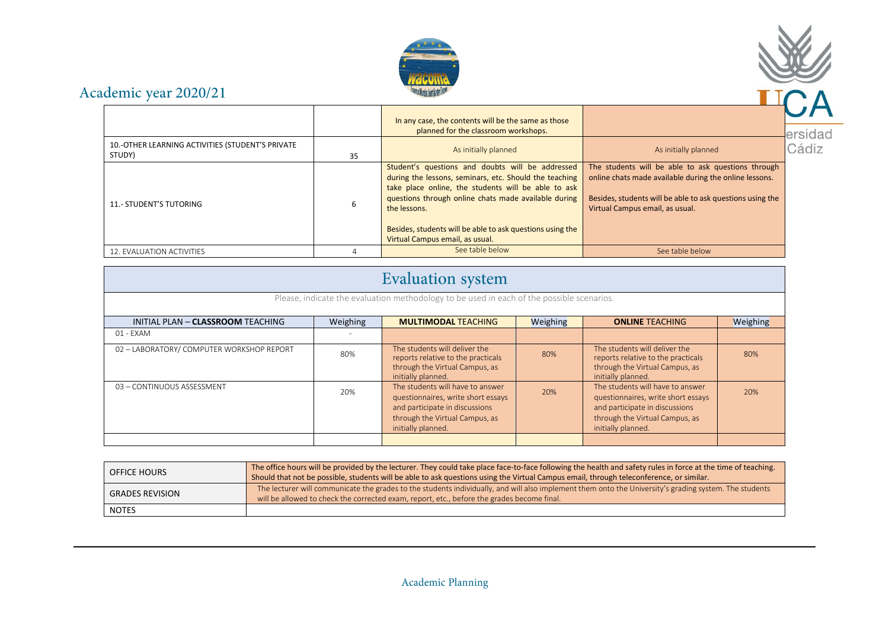Academic year 2020/21

| | | | |
|---|---|---|---|
| | | In any case, the contents will be the same as those planned for the classroom workshops. | |
| 10.-OTHER LEARNING ACTIVITIES (STUDENT'S PRIVATE STUDY) | 35 | As initially planned | As initially planned |
| 11.- STUDENT'S TUTORING | 6 | Student's questions and doubts will be addressed during the lessons, seminars, etc. Should the teaching take place online, the students will be able to ask questions through online chats made available during the lessons.<br><br>Besides, students will be able to ask questions using the Virtual Campus email, as usual. | The students will be able to ask questions through online chats made available during the online lessons.<br><br>Besides, students will be able to ask questions using the Virtual Campus email, as usual. |
| 12. EVALUATION ACTIVITIES | 4 | See table below | See table below |

## Evaluation system

Please, indicate the evaluation methodology to be used in each of the possible scenarios.

| INITIAL PLAN – **CLASSROOM** TEACHING | Weighing | **MULTIMODAL** TEACHING | Weighing | **ONLINE** TEACHING | Weighing |
|---|---|---|---|---|---|
| 01 - EXAM | - | | | | |
| 02 – LABORATORY/ COMPUTER WORKSHOP REPORT | 80% | The students will deliver the reports relative to the practicals through the Virtual Campus, as initially planned. | 80% | The students will deliver the reports relative to the practicals through the Virtual Campus, as initially planned. | 80% |
| 03 – CONTINUOUS ASSESSMENT | 20% | The students will have to answer questionnaires, write short essays and participate in discussions through the Virtual Campus, as initially planned. | 20% | The students will have to answer questionnaires, write short essays and participate in discussions through the Virtual Campus, as initially planned. | 20% |
| | | | | | |

| | |
|---|---|
| OFFICE HOURS | The office hours will be provided by the lecturer. They could take place face-to-face following the health and safety rules in force at the time of teaching. Should that not be possible, students will be able to ask questions using the Virtual Campus email, through teleconference, or similar. |
| GRADES REVISION | The lecturer will communicate the grades to the students individually, and will also implement them onto the University's grading system. The students will be allowed to check the corrected exam, report, etc., before the grades become final. |
| NOTES | |

Academic Planning